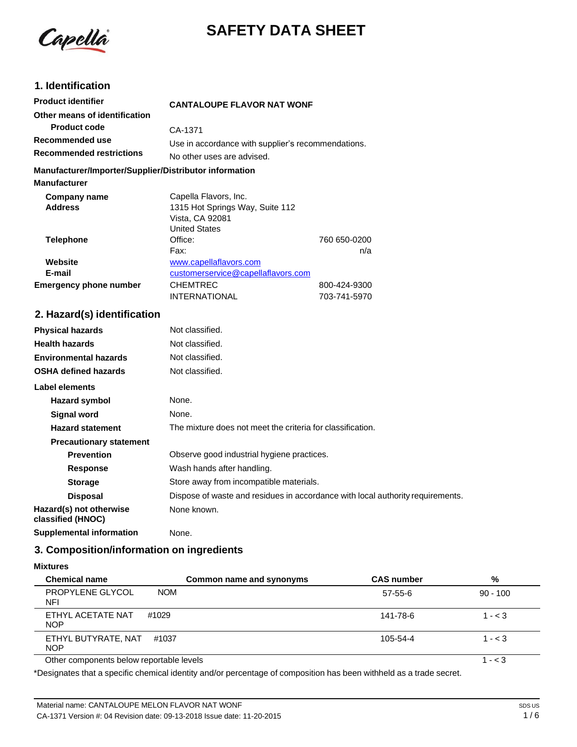# SAFETY DATA SHEET

## 1. Identification

| | | |
|---|---|---|
| **Product identifier** | **CANTALOUPE FLAVOR NAT WONF** | |
| **Other means of identification** | | |
| **Product code** | CA-1371 | |
| **Recommended use** | Use in accordance with supplier's recommendations. | |
| **Recommended restrictions** | No other uses are advised. | |

**Manufacturer/Importer/Supplier/Distributor information**

**Manufacturer**

| | | |
|---|---|---|
| **Company name** | Capella Flavors, Inc. | |
| **Address** | 1315 Hot Springs Way, Suite 112<br>Vista, CA 92081<br>United States | |
| **Telephone** | Office: | 760 650-0200 |
| | Fax: | n/a |
| **Website** | www.capellaflavors.com | |
| **E-mail** | customerservice@capellaflavors.com | |
| **Emergency phone number** | CHEMTREC | 800-424-9300 |
| | INTERNATIONAL | 703-741-5970 |

## 2. Hazard(s) identification

| | |
|---|---|
| **Physical hazards** | Not classified. |
| **Health hazards** | Not classified. |
| **Environmental hazards** | Not classified. |
| **OSHA defined hazards** | Not classified. |

**Label elements**

| | |
|---|---|
| **Hazard symbol** | None. |
| **Signal word** | None. |
| **Hazard statement** | The mixture does not meet the criteria for classification. |
| **Precautionary statement** | |
| **Prevention** | Observe good industrial hygiene practices. |
| **Response** | Wash hands after handling. |
| **Storage** | Store away from incompatible materials. |
| **Disposal** | Dispose of waste and residues in accordance with local authority requirements. |
| **Hazard(s) not otherwise classified (HNOC)** | None known. |
| **Supplemental information** | None. |

## 3. Composition/information on ingredients

**Mixtures**

| Chemical name | Common name and synonyms | CAS number | % |
|---|---|---|---|
| PROPYLENE GLYCOL NFI | NOM | 57-55-6 | 90 - 100 |
| ETHYL ACETATE NAT NOP | #1029 | 141-78-6 | 1 - < 3 |
| ETHYL BUTYRATE, NAT NOP | #1037 | 105-54-4 | 1 - < 3 |
| Other components below reportable levels | | | 1 - < 3 |

*Designates that a specific chemical identity and/or percentage of composition has been withheld as a trade secret.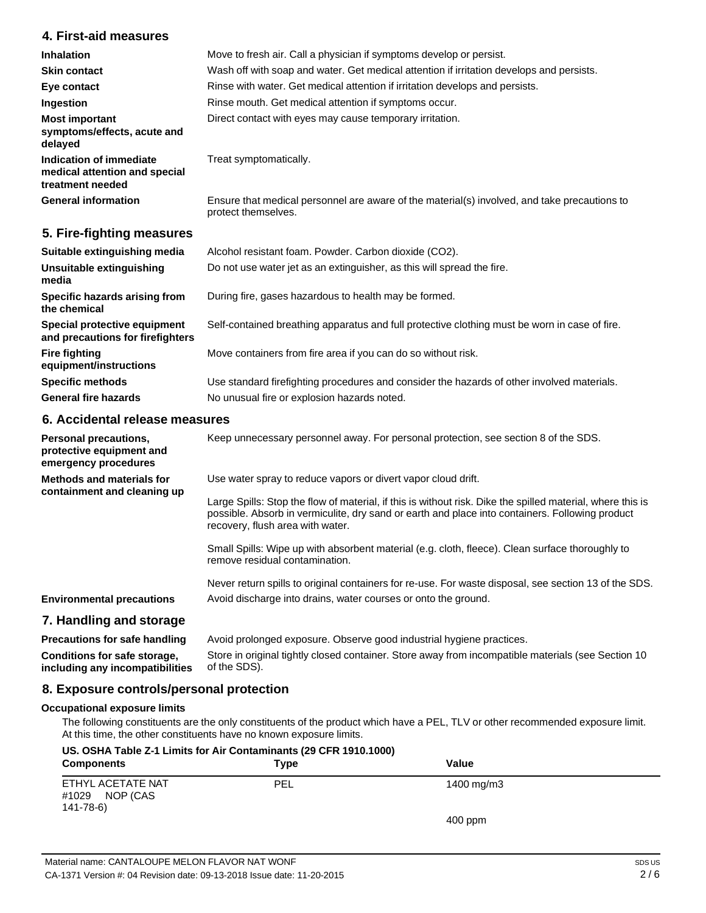## 4. First-aid measures

| | |
|---|---|
| **Inhalation** | Move to fresh air. Call a physician if symptoms develop or persist. |
| **Skin contact** | Wash off with soap and water. Get medical attention if irritation develops and persists. |
| **Eye contact** | Rinse with water. Get medical attention if irritation develops and persists. |
| **Ingestion** | Rinse mouth. Get medical attention if symptoms occur. |
| **Most important symptoms/effects, acute and delayed** | Direct contact with eyes may cause temporary irritation. |
| **Indication of immediate medical attention and special treatment needed** | Treat symptomatically. |
| **General information** | Ensure that medical personnel are aware of the material(s) involved, and take precautions to protect themselves. |

## 5. Fire-fighting measures

| | |
|---|---|
| **Suitable extinguishing media** | Alcohol resistant foam. Powder. Carbon dioxide ($CO_2$). |
| **Unsuitable extinguishing media** | Do not use water jet as an extinguisher, as this will spread the fire. |
| **Specific hazards arising from the chemical** | During fire, gases hazardous to health may be formed. |
| **Special protective equipment and precautions for firefighters** | Self-contained breathing apparatus and full protective clothing must be worn in case of fire. |
| **Fire fighting equipment/instructions** | Move containers from fire area if you can do so without risk. |
| **Specific methods** | Use standard firefighting procedures and consider the hazards of other involved materials. |
| **General fire hazards** | No unusual fire or explosion hazards noted. |

## 6. Accidental release measures

**Personal precautions, protective equipment and emergency procedures**

Keep unnecessary personnel away. For personal protection, see section 8 of the SDS.

**Methods and materials for containment and cleaning up**

Use water spray to reduce vapors or divert vapor cloud drift.

Large Spills: Stop the flow of material, if this is without risk. Dike the spilled material, where this is possible. Absorb in vermiculite, dry sand or earth and place into containers. Following product recovery, flush area with water.

Small Spills: Wipe up with absorbent material (e.g. cloth, fleece). Clean surface thoroughly to remove residual contamination.

Never return spills to original containers for re-use. For waste disposal, see section 13 of the SDS.

**Environmental precautions**

Avoid discharge into drains, water courses or onto the ground.

## 7. Handling and storage

| | |
|---|---|
| **Precautions for safe handling** | Avoid prolonged exposure. Observe good industrial hygiene practices. |
| **Conditions for safe storage, including any incompatibilities** | Store in original tightly closed container. Store away from incompatible materials (see Section 10 of the SDS). |

## 8. Exposure controls/personal protection

### Occupational exposure limits

The following constituents are the only constituents of the product which have a PEL, TLV or other recommended exposure limit. At this time, the other constituents have no known exposure limits.

**US. OSHA Table Z-1 Limits for Air Contaminants (29 CFR 1910.1000)**

| Components | Type | Value |
|---|---|---|
| ETHYL ACETATE NAT #1029 NOP (CAS 141-78-6) | PEL | 1400 mg/m3 |
| | | 400 ppm |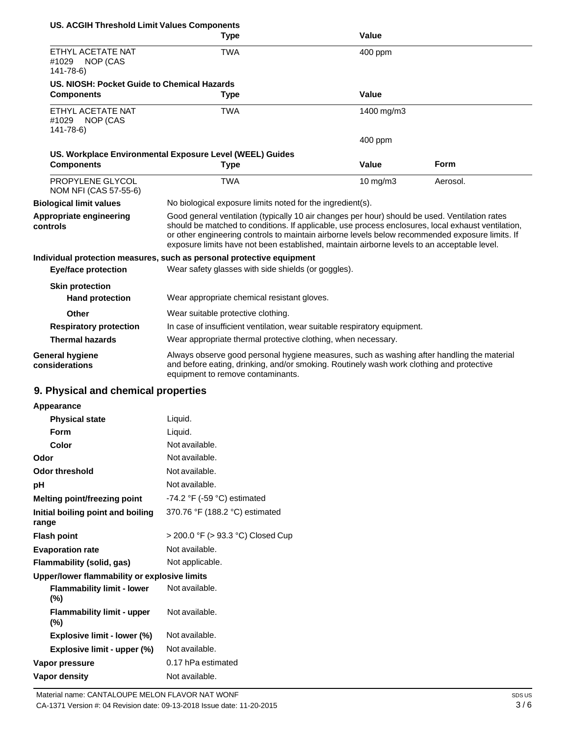**US. ACGIH Threshold Limit Values Components**

| | Type | Value |
|---|---|---|
| ETHYL ACETATE NAT #1029 NOP (CAS 141-78-6) | TWA | 400 ppm |

**US. NIOSH: Pocket Guide to Chemical Hazards**

| Components | Type | Value |
|---|---|---|
| ETHYL ACETATE NAT #1029 NOP (CAS 141-78-6) | TWA | 1400 mg/m3 |
| | | 400 ppm |

**US. Workplace Environmental Exposure Level (WEEL) Guides**

| Components | Type | Value | Form |
|---|---|---|---|
| PROPYLENE GLYCOL NOM NFI (CAS 57-55-6) | TWA | 10 mg/m3 | Aerosol. |

**Biological limit values** No biological exposure limits noted for the ingredient(s).

**Appropriate engineering controls** Good general ventilation (typically 10 air changes per hour) should be used. Ventilation rates should be matched to conditions. If applicable, use process enclosures, local exhaust ventilation, or other engineering controls to maintain airborne levels below recommended exposure limits. If exposure limits have not been established, maintain airborne levels to an acceptable level.

**Individual protection measures, such as personal protective equipment**

**Eye/face protection** Wear safety glasses with side shields (or goggles).

**Skin protection**

**Hand protection** Wear appropriate chemical resistant gloves.

**Other** Wear suitable protective clothing.

**Respiratory protection** In case of insufficient ventilation, wear suitable respiratory equipment.

**Thermal hazards** Wear appropriate thermal protective clothing, when necessary.

**General hygiene considerations** Always observe good personal hygiene measures, such as washing after handling the material and before eating, drinking, and/or smoking. Routinely wash work clothing and protective equipment to remove contaminants.

## 9. Physical and chemical properties

**Appearance**

| | |
|---|---|
| **Physical state** | Liquid. |
| **Form** | Liquid. |
| **Color** | Not available. |
| **Odor** | Not available. |
| **Odor threshold** | Not available. |
| **pH** | Not available. |
| **Melting point/freezing point** | -74.2 °F (-59 °C) estimated |
| **Initial boiling point and boiling range** | 370.76 °F (188.2 °C) estimated |
| **Flash point** | > 200.0 °F (> 93.3 °C) Closed Cup |
| **Evaporation rate** | Not available. |
| **Flammability (solid, gas)** | Not applicable. |
| **Upper/lower flammability or explosive limits** | |
| **Flammability limit - lower (%)** | Not available. |
| **Flammability limit - upper (%)** | Not available. |
| **Explosive limit - lower (%)** | Not available. |
| **Explosive limit - upper (%)** | Not available. |
| **Vapor pressure** | 0.17 hPa estimated |
| **Vapor density** | Not available. |

Material name: CANTALOUPE MELON FLAVOR NAT WONF
CA-1371 Version #: 04 Revision date: 09-13-2018 Issue date: 11-20-2015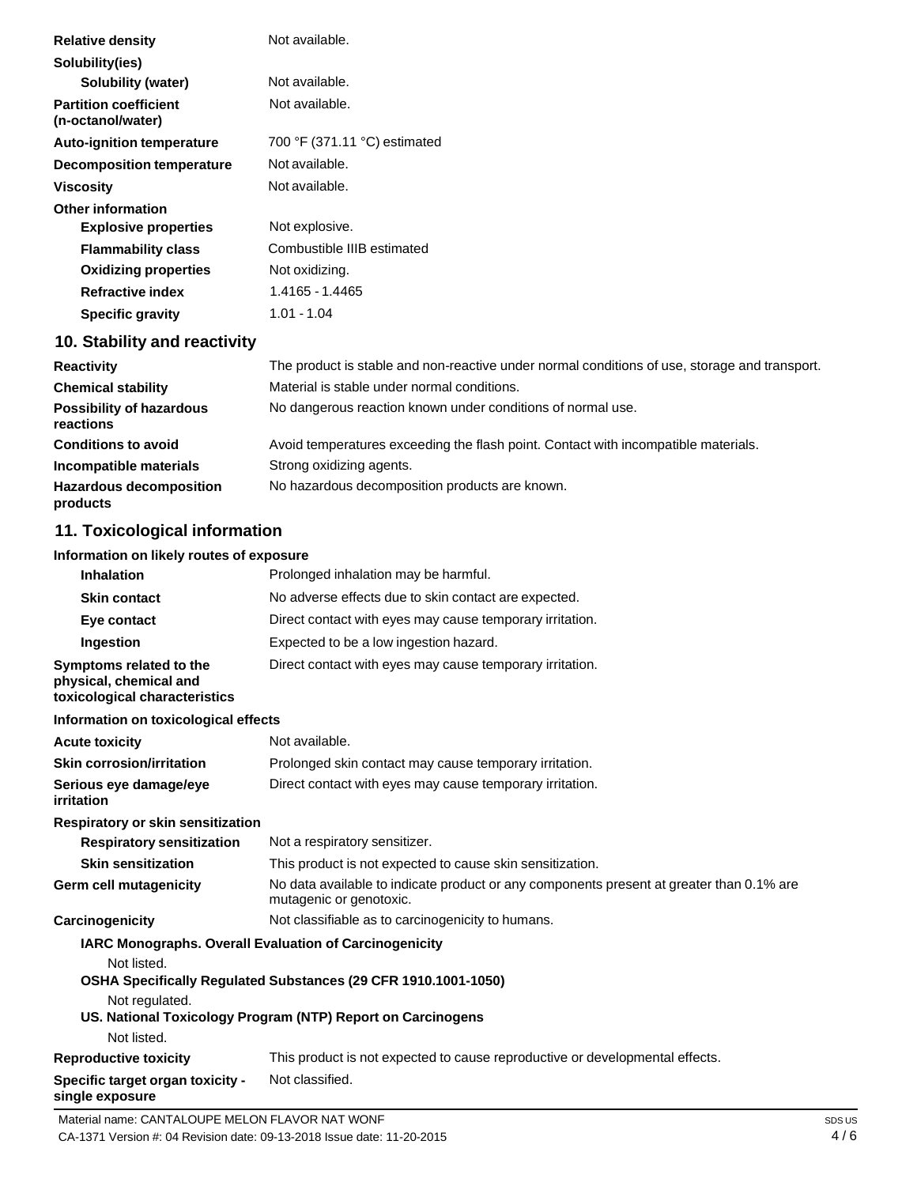| | |
|---|---|
| **Relative density** | Not available. |
| **Solubility(ies)** | |
| **Solubility (water)** | Not available. |
| **Partition coefficient (n-octanol/water)** | Not available. |
| **Auto-ignition temperature** | 700 °F (371.11 °C) estimated |
| **Decomposition temperature** | Not available. |
| **Viscosity** | Not available. |
| **Other information** | |
| **Explosive properties** | Not explosive. |
| **Flammability class** | Combustible IIIB estimated |
| **Oxidizing properties** | Not oxidizing. |
| **Refractive index** | 1.4165 - 1.4465 |
| **Specific gravity** | 1.01 - 1.04 |

## 10. Stability and reactivity

| | |
|---|---|
| **Reactivity** | The product is stable and non-reactive under normal conditions of use, storage and transport. |
| **Chemical stability** | Material is stable under normal conditions. |
| **Possibility of hazardous reactions** | No dangerous reaction known under conditions of normal use. |
| **Conditions to avoid** | Avoid temperatures exceeding the flash point. Contact with incompatible materials. |
| **Incompatible materials** | Strong oxidizing agents. |
| **Hazardous decomposition products** | No hazardous decomposition products are known. |

## 11. Toxicological information

**Information on likely routes of exposure**

| | |
|---|---|
| **Inhalation** | Prolonged inhalation may be harmful. |
| **Skin contact** | No adverse effects due to skin contact are expected. |
| **Eye contact** | Direct contact with eyes may cause temporary irritation. |
| **Ingestion** | Expected to be a low ingestion hazard. |
| **Symptoms related to the physical, chemical and toxicological characteristics** | Direct contact with eyes may cause temporary irritation. |

**Information on toxicological effects**

| | |
|---|---|
| **Acute toxicity** | Not available. |
| **Skin corrosion/irritation** | Prolonged skin contact may cause temporary irritation. |
| **Serious eye damage/eye irritation** | Direct contact with eyes may cause temporary irritation. |
| **Respiratory or skin sensitization** | |
| **Respiratory sensitization** | Not a respiratory sensitizer. |
| **Skin sensitization** | This product is not expected to cause skin sensitization. |
| **Germ cell mutagenicity** | No data available to indicate product or any components present at greater than 0.1% are mutagenic or genotoxic. |
| **Carcinogenicity** | Not classifiable as to carcinogenicity to humans. |

**IARC Monographs. Overall Evaluation of Carcinogenicity**

Not listed.

**OSHA Specifically Regulated Substances (29 CFR 1910.1001-1050)**

Not regulated.

**US. National Toxicology Program (NTP) Report on Carcinogens**

Not listed.

| | |
|---|---|
| **Reproductive toxicity** | This product is not expected to cause reproductive or developmental effects. |
| **Specific target organ toxicity - single exposure** | Not classified. |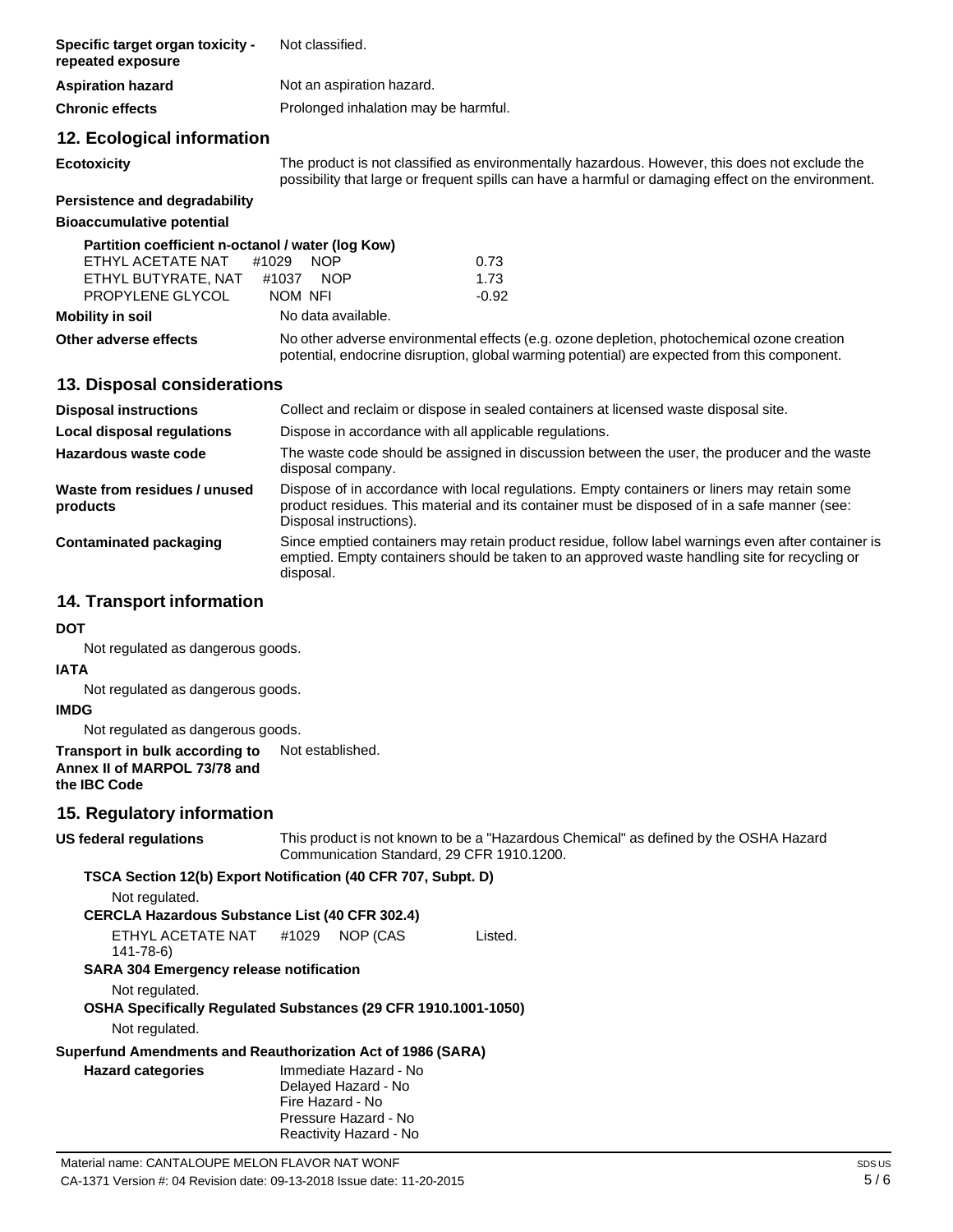| | |
|---|---|
| **Specific target organ toxicity - repeated exposure** | Not classified. |
| **Aspiration hazard** | Not an aspiration hazard. |
| **Chronic effects** | Prolonged inhalation may be harmful. |

## 12. Ecological information

**Ecotoxicity** The product is not classified as environmentally hazardous. However, this does not exclude the possibility that large or frequent spills can have a harmful or damaging effect on the environment.

**Persistence and degradability**

**Bioaccumulative potential**

**Partition coefficient n-octanol / water (log Kow)**

| | |
|---|---|
| ETHYL ACETATE NAT #1029 NOP | 0.73 |
| ETHYL BUTYRATE, NAT #1037 NOP | 1.73 |
| PROPYLENE GLYCOL NOM NFI | -0.92 |

**Mobility in soil** No data available.

**Other adverse effects** No other adverse environmental effects (e.g. ozone depletion, photochemical ozone creation potential, endocrine disruption, global warming potential) are expected from this component.

## 13. Disposal considerations

| | |
|---|---|
| **Disposal instructions** | Collect and reclaim or dispose in sealed containers at licensed waste disposal site. |
| **Local disposal regulations** | Dispose in accordance with all applicable regulations. |
| **Hazardous waste code** | The waste code should be assigned in discussion between the user, the producer and the waste disposal company. |
| **Waste from residues / unused products** | Dispose of in accordance with local regulations. Empty containers or liners may retain some product residues. This material and its container must be disposed of in a safe manner (see: Disposal instructions). |
| **Contaminated packaging** | Since emptied containers may retain product residue, follow label warnings even after container is emptied. Empty containers should be taken to an approved waste handling site for recycling or disposal. |

## 14. Transport information

**DOT**

Not regulated as dangerous goods.

**IATA**

Not regulated as dangerous goods.

**IMDG**

Not regulated as dangerous goods.

**Transport in bulk according to Annex II of MARPOL 73/78 and the IBC Code** Not established.

## 15. Regulatory information

**US federal regulations** This product is not known to be a "Hazardous Chemical" as defined by the OSHA Hazard Communication Standard, 29 CFR 1910.1200.

**TSCA Section 12(b) Export Notification (40 CFR 707, Subpt. D)**

Not regulated.

**CERCLA Hazardous Substance List (40 CFR 302.4)**

| | |
|---|---|
| ETHYL ACETATE NAT #1029 NOP (CAS 141-78-6) | Listed. |

**SARA 304 Emergency release notification**

Not regulated.

**OSHA Specifically Regulated Substances (29 CFR 1910.1001-1050)**

Not regulated.

**Superfund Amendments and Reauthorization Act of 1986 (SARA)**

**Hazard categories**

Immediate Hazard - No
Delayed Hazard - No
Fire Hazard - No
Pressure Hazard - No
Reactivity Hazard - No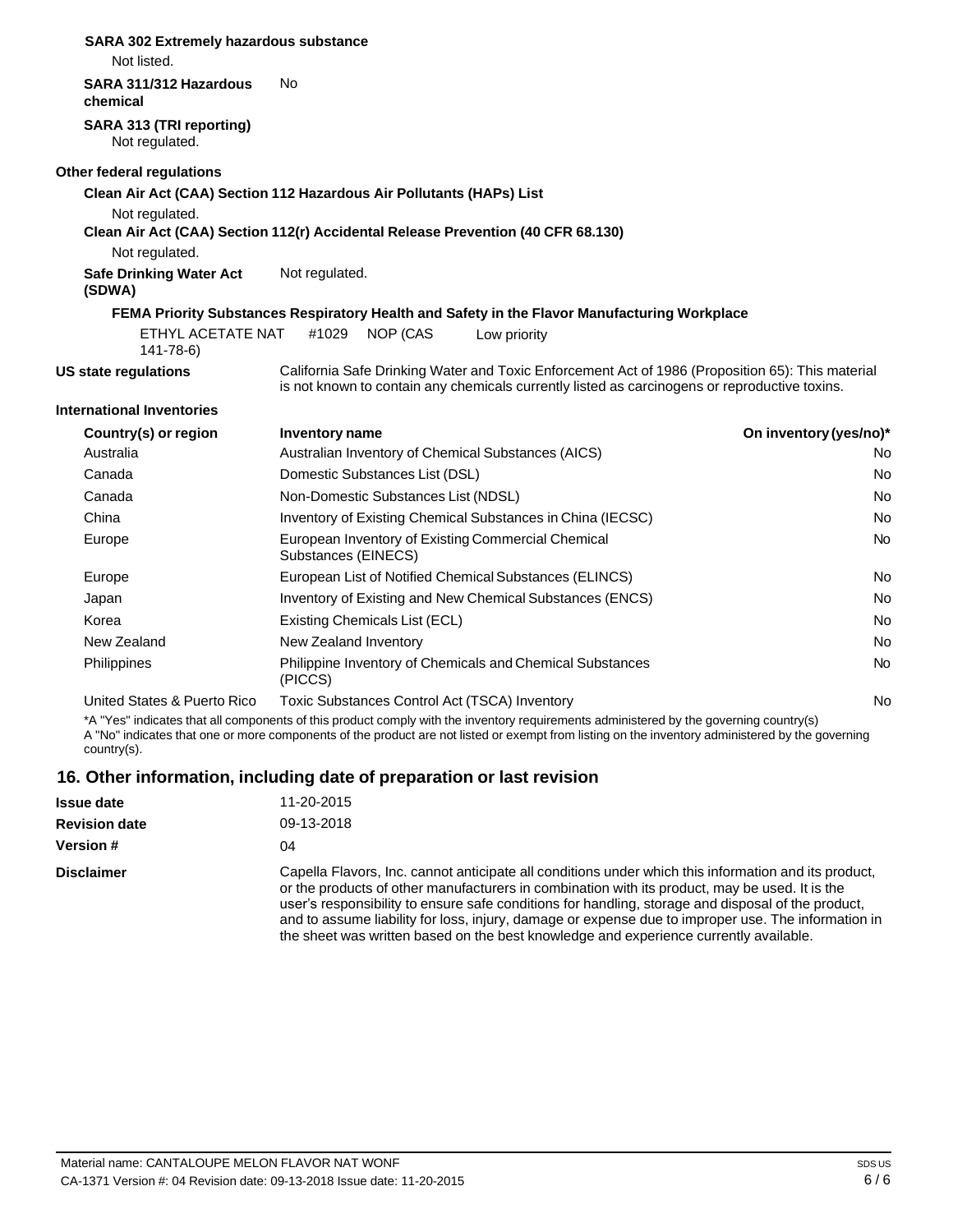**SARA 302 Extremely hazardous substance**

Not listed.

**SARA 311/312 Hazardous chemical** No

**SARA 313 (TRI reporting)**

Not regulated.

**Other federal regulations**

**Clean Air Act (CAA) Section 112 Hazardous Air Pollutants (HAPs) List**

Not regulated.

**Clean Air Act (CAA) Section 112(r) Accidental Release Prevention (40 CFR 68.130)**

Not regulated.

**Safe Drinking Water Act (SDWA)** Not regulated.

**FEMA Priority Substances Respiratory Health and Safety in the Flavor Manufacturing Workplace**

ETHYL ACETATE NAT #1029 NOP (CAS 141-78-6) Low priority

**US state regulations** California Safe Drinking Water and Toxic Enforcement Act of 1986 (Proposition 65): This material is not known to contain any chemicals currently listed as carcinogens or reproductive toxins.

**International Inventories**

| Country(s) or region | Inventory name | On inventory (yes/no)* |
| --- | --- | --- |
| Australia | Australian Inventory of Chemical Substances (AICS) | No |
| Canada | Domestic Substances List (DSL) | No |
| Canada | Non-Domestic Substances List (NDSL) | No |
| China | Inventory of Existing Chemical Substances in China (IECSC) | No |
| Europe | European Inventory of Existing Commercial Chemical Substances (EINECS) | No |
| Europe | European List of Notified Chemical Substances (ELINCS) | No |
| Japan | Inventory of Existing and New Chemical Substances (ENCS) | No |
| Korea | Existing Chemicals List (ECL) | No |
| New Zealand | New Zealand Inventory | No |
| Philippines | Philippine Inventory of Chemicals and Chemical Substances (PICCS) | No |
| United States & Puerto Rico | Toxic Substances Control Act (TSCA) Inventory | No |

*A "Yes" indicates that all components of this product comply with the inventory requirements administered by the governing country(s)
A "No" indicates that one or more components of the product are not listed or exempt from listing on the inventory administered by the governing country(s).

## 16. Other information, including date of preparation or last revision

**Issue date** 11-20-2015

**Revision date** 09-13-2018

**Version #** 04

**Disclaimer** Capella Flavors, Inc. cannot anticipate all conditions under which this information and its product, or the products of other manufacturers in combination with its product, may be used. It is the user's responsibility to ensure safe conditions for handling, storage and disposal of the product, and to assume liability for loss, injury, damage or expense due to improper use. The information in the sheet was written based on the best knowledge and experience currently available.